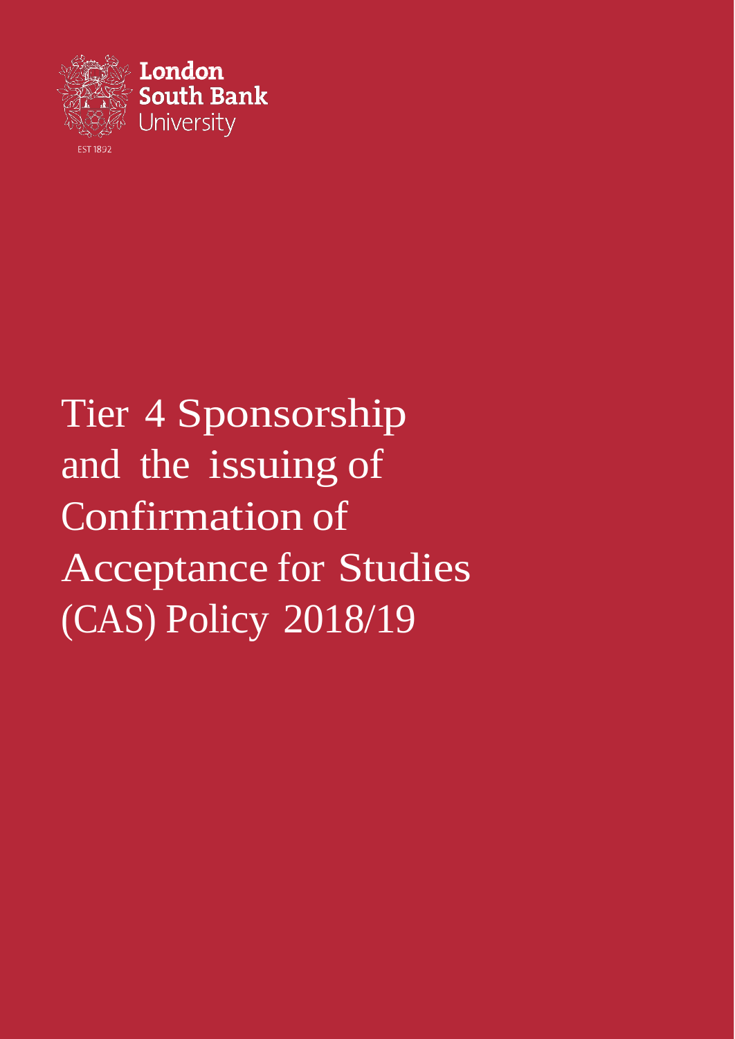London South Bank University

EST 1892

# Tier 4 Sponsorship and the issuing of Confirmation of Acceptance for Studies (CAS) Policy 2018/19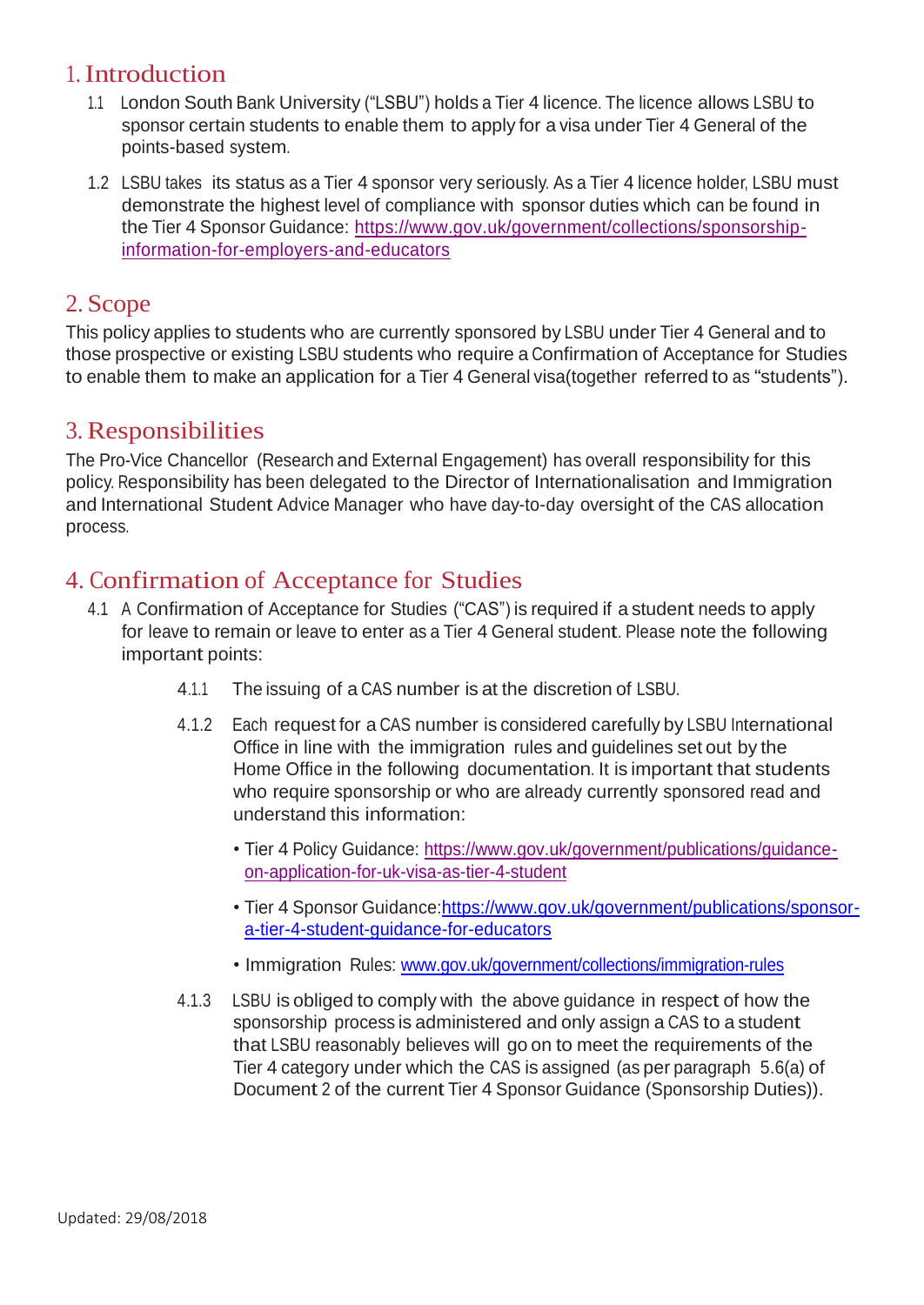## 1. Introduction

1.1 London South Bank University ("LSBU") holds a Tier 4 licence. The licence allows LSBU to sponsor certain students to enable them to apply for a visa under Tier 4 General of the points-based system.

1.2 LSBU takes its status as a Tier 4 sponsor very seriously. As a Tier 4 licence holder, LSBU must demonstrate the highest level of compliance with sponsor duties which can be found in the Tier 4 Sponsor Guidance: [https://www.gov.uk/government/collections/sponsorship-information-for-employers-and-educators](https://www.gov.uk/government/collections/sponsorship-information-for-employers-and-educators)

## 2. Scope

This policy applies to students who are currently sponsored by LSBU under Tier 4 General and to those prospective or existing LSBU students who require a Confirmation of Acceptance for Studies to enable them to make an application for a Tier 4 General visa(together referred to as "students").

## 3. Responsibilities

The Pro-Vice Chancellor (Research and External Engagement) has overall responsibility for this policy. Responsibility has been delegated to the Director of Internationalisation and Immigration and International Student Advice Manager who have day-to-day oversight of the CAS allocation process.

## 4. Confirmation of Acceptance for Studies

4.1 A Confirmation of Acceptance for Studies ("CAS") is required if a student needs to apply for leave to remain or leave to enter as a Tier 4 General student. Please note the following important points:

4.1.1 The issuing of a CAS number is at the discretion of LSBU.

4.1.2 Each request for a CAS number is considered carefully by LSBU International Office in line with the immigration rules and guidelines set out by the Home Office in the following documentation. It is important that students who require sponsorship or who are already currently sponsored read and understand this information:

- Tier 4 Policy Guidance: [https://www.gov.uk/government/publications/guidance-on-application-for-uk-visa-as-tier-4-student](https://www.gov.uk/government/publications/guidance-on-application-for-uk-visa-as-tier-4-student)
- Tier 4 Sponsor Guidance:[https://www.gov.uk/government/publications/sponsor-a-tier-4-student-guidance-for-educators](https://www.gov.uk/government/publications/sponsor-a-tier-4-student-guidance-for-educators)
- Immigration Rules: [www.gov.uk/government/collections/immigration-rules](www.gov.uk/government/collections/immigration-rules)

4.1.3 LSBU is obliged to comply with the above guidance in respect of how the sponsorship process is administered and only assign a CAS to a student that LSBU reasonably believes will go on to meet the requirements of the Tier 4 category under which the CAS is assigned (as per paragraph 5.6(a) of Document 2 of the current Tier 4 Sponsor Guidance (Sponsorship Duties)).

Updated: 29/08/2018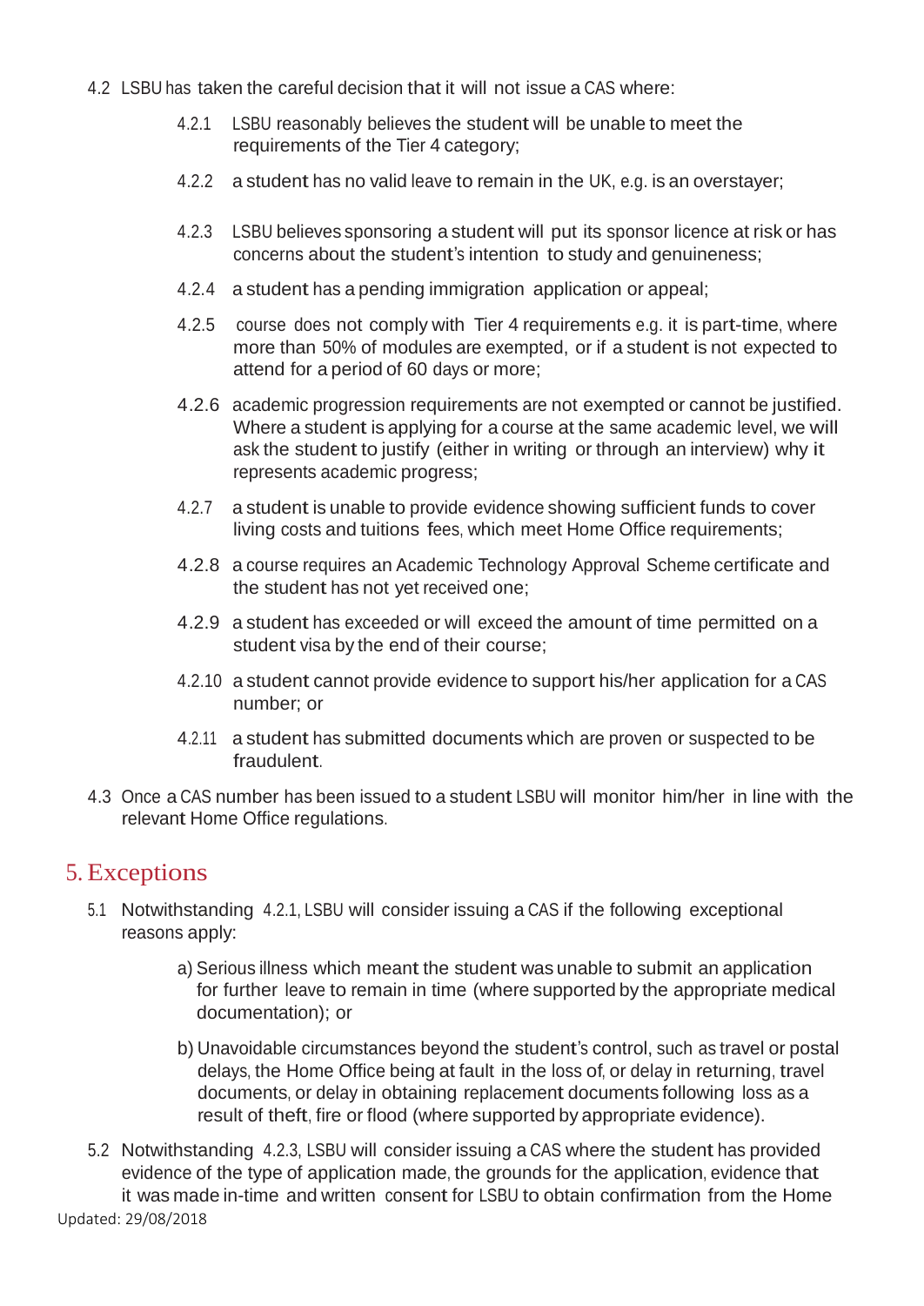4.2 LSBU has taken the careful decision that it will not issue a CAS where:

4.2.1 LSBU reasonably believes the student will be unable to meet the requirements of the Tier 4 category;

4.2.2 a student has no valid leave to remain in the UK, e.g. is an overstayer;

4.2.3 LSBU believes sponsoring a student will put its sponsor licence at risk or has concerns about the student's intention to study and genuineness;

4.2.4 a student has a pending immigration application or appeal;

4.2.5 course does not comply with Tier 4 requirements e.g. it is part-time, where more than 50% of modules are exempted, or if a student is not expected to attend for a period of 60 days or more;

4.2.6 academic progression requirements are not exempted or cannot be justified. Where a student is applying for a course at the same academic level, we will ask the student to justify (either in writing or through an interview) why it represents academic progress;

4.2.7 a student is unable to provide evidence showing sufficient funds to cover living costs and tuitions fees, which meet Home Office requirements;

4.2.8 a course requires an Academic Technology Approval Scheme certificate and the student has not yet received one;

4.2.9 a student has exceeded or will exceed the amount of time permitted on a student visa by the end of their course;

4.2.10 a student cannot provide evidence to support his/her application for a CAS number; or

4.2.11 a student has submitted documents which are proven or suspected to be fraudulent.

4.3 Once a CAS number has been issued to a student LSBU will monitor him/her in line with the relevant Home Office regulations.

# 5. Exceptions

5.1 Notwithstanding 4.2.1, LSBU will consider issuing a CAS if the following exceptional reasons apply:

a) Serious illness which meant the student was unable to submit an application for further leave to remain in time (where supported by the appropriate medical documentation); or

b) Unavoidable circumstances beyond the student's control, such as travel or postal delays, the Home Office being at fault in the loss of, or delay in returning, travel documents, or delay in obtaining replacement documents following loss as a result of theft, fire or flood (where supported by appropriate evidence).

5.2 Notwithstanding 4.2.3, LSBU will consider issuing a CAS where the student has provided evidence of the type of application made, the grounds for the application, evidence that it was made in-time and written consent for LSBU to obtain confirmation from the Home

Updated: 29/08/2018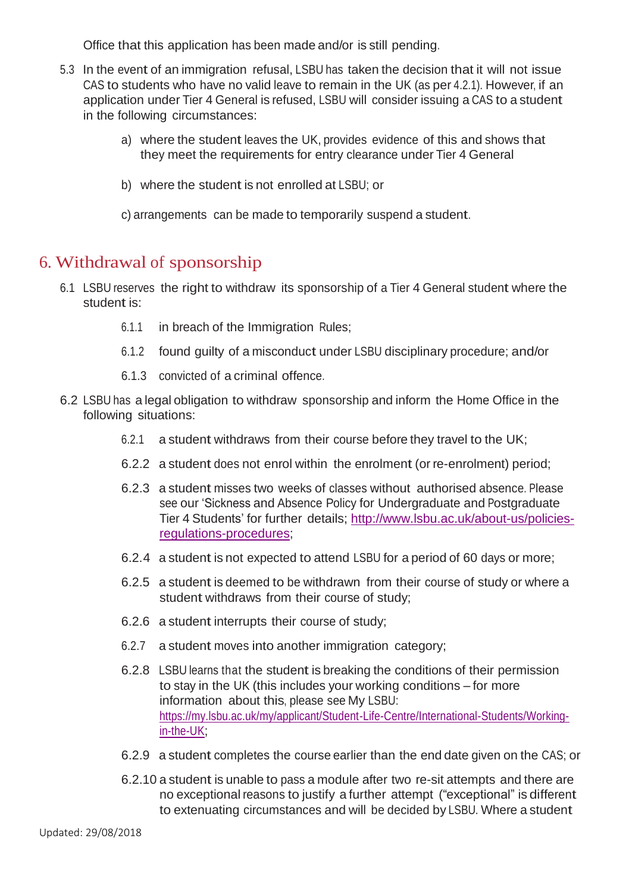Office that this application has been made and/or is still pending.

5.3 In the event of an immigration refusal, LSBU has taken the decision that it will not issue CAS to students who have no valid leave to remain in the UK (as per 4.2.1). However, if an application under Tier 4 General is refused, LSBU will consider issuing a CAS to a student in the following circumstances:

a) where the student leaves the UK, provides evidence of this and shows that they meet the requirements for entry clearance under Tier 4 General

b) where the student is not enrolled at LSBU; or

c) arrangements can be made to temporarily suspend a student.

## 6. Withdrawal of sponsorship

6.1 LSBU reserves the right to withdraw its sponsorship of a Tier 4 General student where the student is:

6.1.1 in breach of the Immigration Rules;

6.1.2 found guilty of a misconduct under LSBU disciplinary procedure; and/or

6.1.3 convicted of a criminal offence.

6.2 LSBU has a legal obligation to withdraw sponsorship and inform the Home Office in the following situations:

6.2.1 a student withdraws from their course before they travel to the UK;

6.2.2 a student does not enrol within the enrolment (or re-enrolment) period;

6.2.3 a student misses two weeks of classes without authorised absence. Please see our 'Sickness and Absence Policy for Undergraduate and Postgraduate Tier 4 Students' for further details; [http://www.lsbu.ac.uk/about-us/policies-regulations-procedures](http://www.lsbu.ac.uk/about-us/policies-regulations-procedures);

6.2.4 a student is not expected to attend LSBU for a period of 60 days or more;

6.2.5 a student is deemed to be withdrawn from their course of study or where a student withdraws from their course of study;

6.2.6 a student interrupts their course of study;

6.2.7 a student moves into another immigration category;

6.2.8 LSBU learns that the student is breaking the conditions of their permission to stay in the UK (this includes your working conditions – for more information about this, please see My LSBU: [https://my.lsbu.ac.uk/my/applicant/Student-Life-Centre/International-Students/Working-in-the-UK](https://my.lsbu.ac.uk/my/applicant/Student-Life-Centre/International-Students/Working-in-the-UK);

6.2.9 a student completes the course earlier than the end date given on the CAS; or

6.2.10 a student is unable to pass a module after two re-sit attempts and there are no exceptional reasons to justify a further attempt ("exceptional" is different to extenuating circumstances and will be decided by LSBU. Where a student

Updated: 29/08/2018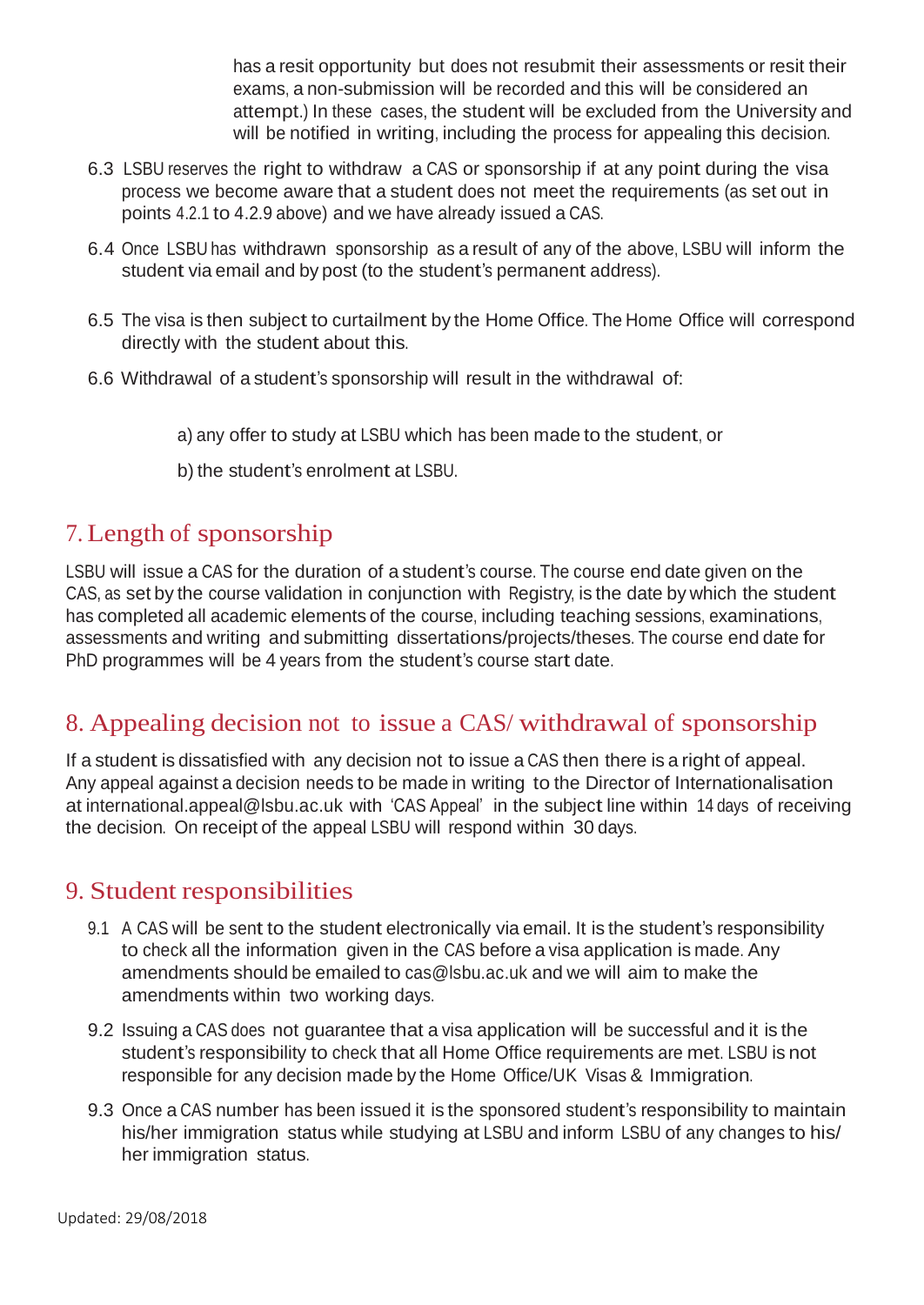has a resit opportunity but does not resubmit their assessments or resit their exams, a non-submission will be recorded and this will be considered an attempt.) In these cases, the student will be excluded from the University and will be notified in writing, including the process for appealing this decision.

6.3 LSBU reserves the right to withdraw a CAS or sponsorship if at any point during the visa process we become aware that a student does not meet the requirements (as set out in points 4.2.1 to 4.2.9 above) and we have already issued a CAS.

6.4 Once LSBU has withdrawn sponsorship as a result of any of the above, LSBU will inform the student via email and by post (to the student's permanent address).

6.5 The visa is then subject to curtailment by the Home Office. The Home Office will correspond directly with the student about this.

6.6 Withdrawal of a student's sponsorship will result in the withdrawal of:

a) any offer to study at LSBU which has been made to the student, or

b) the student's enrolment at LSBU.

## 7. Length of sponsorship

LSBU will issue a CAS for the duration of a student's course. The course end date given on the CAS, as set by the course validation in conjunction with Registry, is the date by which the student has completed all academic elements of the course, including teaching sessions, examinations, assessments and writing and submitting dissertations/projects/theses. The course end date for PhD programmes will be 4 years from the student's course start date.

## 8. Appealing decision not to issue a CAS/ withdrawal of sponsorship

If a student is dissatisfied with any decision not to issue a CAS then there is a right of appeal. Any appeal against a decision needs to be made in writing to the Director of Internationalisation at international.appeal@lsbu.ac.uk with 'CAS Appeal' in the subject line within 14 days of receiving the decision. On receipt of the appeal LSBU will respond within 30 days.

## 9. Student responsibilities

9.1 A CAS will be sent to the student electronically via email. It is the student's responsibility to check all the information given in the CAS before a visa application is made. Any amendments should be emailed to cas@lsbu.ac.uk and we will aim to make the amendments within two working days.

9.2 Issuing a CAS does not guarantee that a visa application will be successful and it is the student's responsibility to check that all Home Office requirements are met. LSBU is not responsible for any decision made by the Home Office/UK Visas & Immigration.

9.3 Once a CAS number has been issued it is the sponsored student's responsibility to maintain his/her immigration status while studying at LSBU and inform LSBU of any changes to his/her immigration status.

Updated: 29/08/2018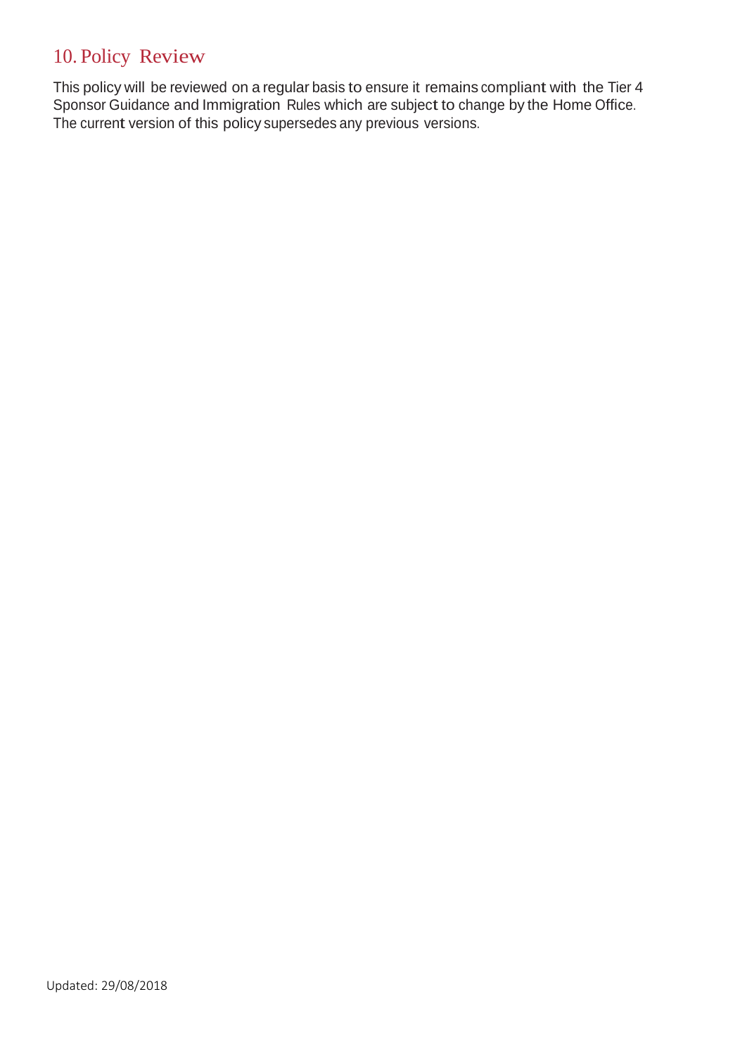## 10. Policy Review

This policy will be reviewed on a regular basis to ensure it remains compliant with the Tier 4 Sponsor Guidance and Immigration Rules which are subject to change by the Home Office. The current version of this policy supersedes any previous versions.

Updated: 29/08/2018